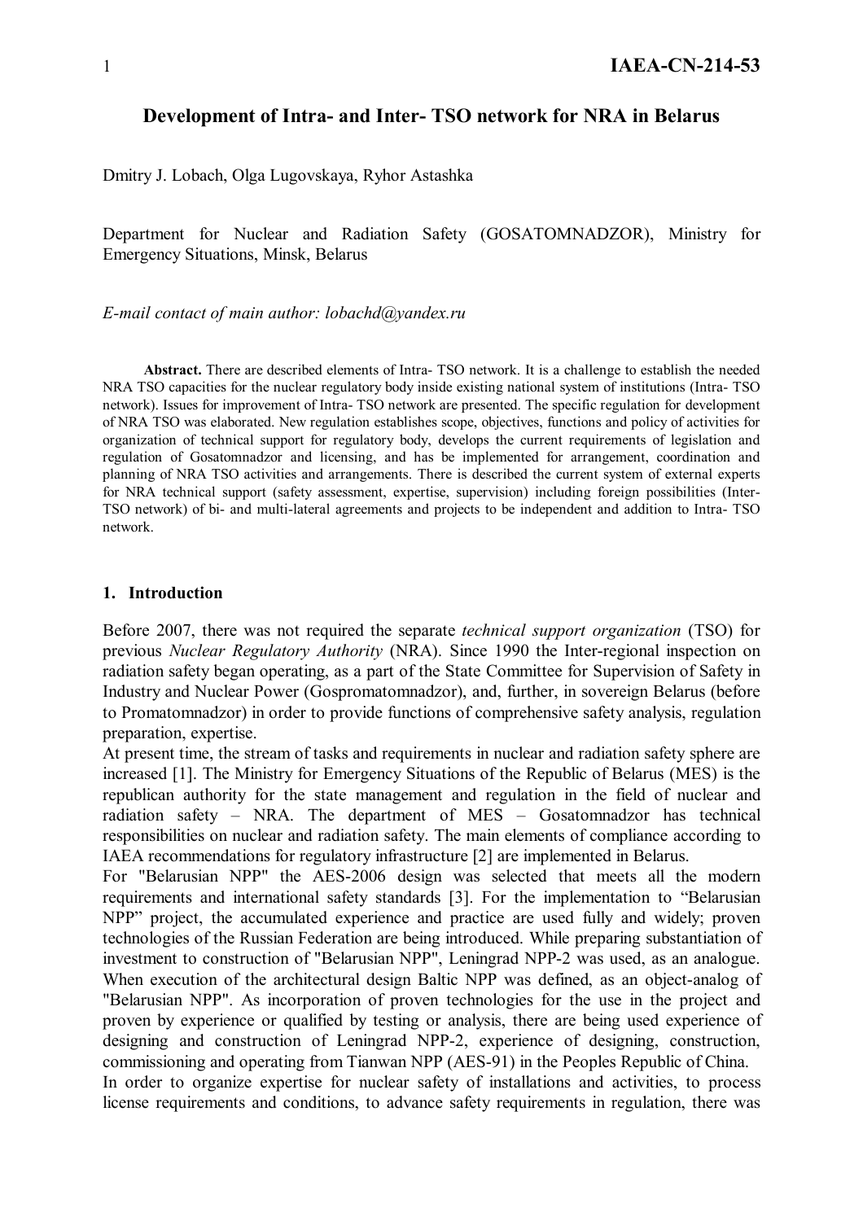# Development of Intra- and Inter- TSO network for NRA in Belarus

Dmitry J. Lobach, Olga Lugovskaya, Ryhor Astashka

Department for Nuclear and Radiation Safety (GOSATOMNADZOR), Ministry for Emergency Situations, Minsk, Belarus

*E-mail contact of main author: lobachd@yandex.ru*

**Abstract.** There are described elements of Intra- TSO network. It is a challenge to establish the needed NRA TSO capacities for the nuclear regulatory body inside existing national system of institutions (Intra- TSO network). Issues for improvement of Intra- TSO network are presented. The specific regulation for development of NRA TSO was elaborated. New regulation establishes scope, objectives, functions and policy of activities for organization of technical support for regulatory body, develops the current requirements of legislation and regulation of Gosatomnadzor and licensing, and has be implemented for arrangement, coordination and planning of NRA TSO activities and arrangements. There is described the current system of external experts for NRA technical support (safety assessment, expertise, supervision) including foreign possibilities (Inter-TSO network) of bi- and multi-lateral agreements and projects to be independent and addition to Intra- TSO network.

## 1. Introduction

Before 2007, there was not required the separate *technical support organization* (TSO) for previous *Nuclear Regulatory Authority* (NRA). Since 1990 the Inter-regional inspection on radiation safety began operating, as a part of the State Committee for Supervision of Safety in Industry and Nuclear Power (Gospromatomnadzor), and, further, in sovereign Belarus (before to Promatomnadzor) in order to provide functions of comprehensive safety analysis, regulation preparation, expertise.

At present time, the stream of tasks and requirements in nuclear and radiation safety sphere are increased [1]. The Ministry for Emergency Situations of the Republic of Belarus (MES) is the republican authority for the state management and regulation in the field of nuclear and radiation safety – NRA. The department of MES – Gosatomnadzor has technical responsibilities on nuclear and radiation safety. The main elements of compliance according to IAEA recommendations for regulatory infrastructure [2] are implemented in Belarus.

For "Belarusian NPP" the AES-2006 design was selected that meets all the modern requirements and international safety standards [3]. For the implementation to "Belarusian NPP" project, the accumulated experience and practice are used fully and widely; proven technologies of the Russian Federation are being introduced. While preparing substantiation of investment to construction of "Belarusian NPP", Leningrad NPP-2 was used, as an analogue. When execution of the architectural design Baltic NPP was defined, as an object-analog of "Belarusian NPP". As incorporation of proven technologies for the use in the project and proven by experience or qualified by testing or analysis, there are being used experience of designing and construction of Leningrad NPP-2, experience of designing, construction, commissioning and operating from Tianwan NPP (AES-91) in the Peoples Republic of China.

In order to organize expertise for nuclear safety of installations and activities, to process license requirements and conditions, to advance safety requirements in regulation, there was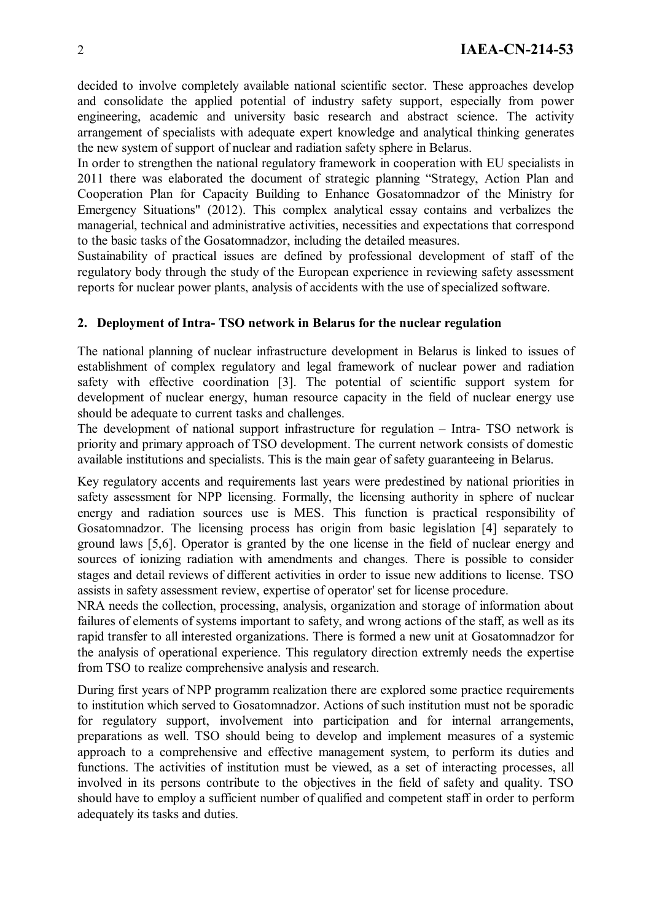decided to involve completely available national scientific sector. These approaches develop and consolidate the applied potential of industry safety support, especially from power engineering, academic and university basic research and abstract science. The activity arrangement of specialists with adequate expert knowledge and analytical thinking generates the new system of support of nuclear and radiation safety sphere in Belarus.

In order to strengthen the national regulatory framework in cooperation with EU specialists in 2011 there was elaborated the document of strategic planning "Strategy, Action Plan and Cooperation Plan for Capacity Building to Enhance Gosatomnadzor of the Ministry for Emergency Situations" (2012). This complex analytical essay contains and verbalizes the managerial, technical and administrative activities, necessities and expectations that correspond to the basic tasks of the Gosatomnadzor, including the detailed measures.

Sustainability of practical issues are defined by professional development of staff of the regulatory body through the study of the European experience in reviewing safety assessment reports for nuclear power plants, analysis of accidents with the use of specialized software.

## 2. Deployment of Intra- TSO network in Belarus for the nuclear regulation

The national planning of nuclear infrastructure development in Belarus is linked to issues of establishment of complex regulatory and legal framework of nuclear power and radiation safety with effective coordination [3]. The potential of scientific support system for development of nuclear energy, human resource capacity in the field of nuclear energy use should be adequate to current tasks and challenges.

The development of national support infrastructure for regulation – Intra- TSO network is priority and primary approach of TSO development. The current network consists of domestic available institutions and specialists. This is the main gear of safety guaranteeing in Belarus.

Key regulatory accents and requirements last years were predestined by national priorities in safety assessment for NPP licensing. Formally, the licensing authority in sphere of nuclear energy and radiation sources use is MES. This function is practical responsibility of Gosatomnadzor. The licensing process has origin from basic legislation [4] separately to ground laws [5,6]. Operator is granted by the one license in the field of nuclear energy and sources of ionizing radiation with amendments and changes. There is possible to consider stages and detail reviews of different activities in order to issue new additions to license. TSO assists in safety assessment review, expertise of operator' set for license procedure.

NRA needs the collection, processing, analysis, organization and storage of information about failures of elements of systems important to safety, and wrong actions of the staff, as well as its rapid transfer to all interested organizations. There is formed a new unit at Gosatomnadzor for the analysis of operational experience. This regulatory direction extremly needs the expertise from TSO to realize comprehensive analysis and research.

During first years of NPP programm realization there are explored some practice requirements to institution which served to Gosatomnadzor. Actions of such institution must not be sporadic for regulatory support, involvement into participation and for internal arrangements, preparations as well. TSO should being to develop and implement measures of a systemic approach to a comprehensive and effective management system, to perform its duties and functions. The activities of institution must be viewed, as a set of interacting processes, all involved in its persons contribute to the objectives in the field of safety and quality. TSO should have to employ a sufficient number of qualified and competent staff in order to perform adequately its tasks and duties.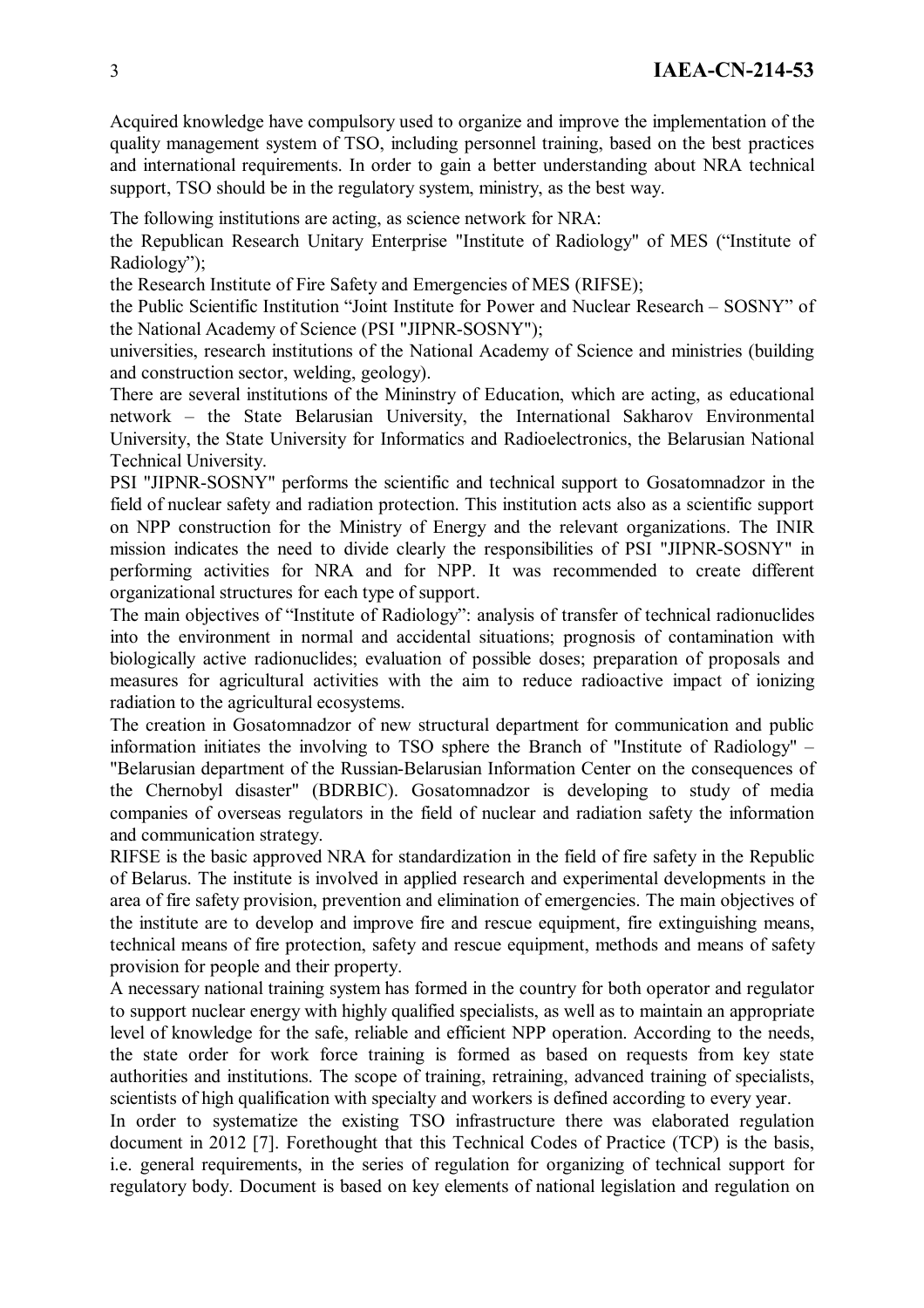Acquired knowledge have compulsory used to organize and improve the implementation of the quality management system of TSO, including personnel training, based on the best practices and international requirements. In order to gain a better understanding about NRA technical support, TSO should be in the regulatory system, ministry, as the best way.

The following institutions are acting, as science network for NRA:

the Republican Research Unitary Enterprise "Institute of Radiology" of MES ("Institute of Radiology");

the Research Institute of Fire Safety and Emergencies of MES (RIFSE);

the Public Scientific Institution "Joint Institute for Power and Nuclear Research – SOSNY" of the National Academy of Science (PSI "JIPNR-SOSNY");

universities, research institutions of the National Academy of Science and ministries (building and construction sector, welding, geology).

There are several institutions of the Mininstry of Education, which are acting, as educational network – the State Belarusian University, the International Sakharov Environmental University, the State University for Informatics and Radioelectronics, the Belarusian National Technical University.

PSI "JIPNR-SOSNY" performs the scientific and technical support to Gosatomnadzor in the field of nuclear safety and radiation protection. This institution acts also as a scientific support on NPP construction for the Ministry of Energy and the relevant organizations. The INIR mission indicates the need to divide clearly the responsibilities of PSI "JIPNR-SOSNY" in performing activities for NRA and for NPP. It was recommended to create different organizational structures for each type of support.

The main objectives of "Institute of Radiology": analysis of transfer of technical radionuclides into the environment in normal and accidental situations; prognosis of contamination with biologically active radionuclides; evaluation of possible doses; preparation of proposals and measures for agricultural activities with the aim to reduce radioactive impact of ionizing radiation to the agricultural ecosystems.

The creation in Gosatomnadzor of new structural department for communication and public information initiates the involving to TSO sphere the Branch of "Institute of Radiology" – "Belarusian department of the Russian-Belarusian Information Center on the consequences of the Chernobyl disaster" (BDRBIC). Gosatomnadzor is developing to study of media companies of overseas regulators in the field of nuclear and radiation safety the information and communication strategy.

RIFSE is the basic approved NRA for standardization in the field of fire safety in the Republic of Belarus. The institute is involved in applied research and experimental developments in the area of fire safety provision, prevention and elimination of emergencies. The main objectives of the institute are to develop and improve fire and rescue equipment, fire extinguishing means, technical means of fire protection, safety and rescue equipment, methods and means of safety provision for people and their property.

A necessary national training system has formed in the country for both operator and regulator to support nuclear energy with highly qualified specialists, as well as to maintain an appropriate level of knowledge for the safe, reliable and efficient NPP operation. According to the needs, the state order for work force training is formed as based on requests from key state authorities and institutions. The scope of training, retraining, advanced training of specialists, scientists of high qualification with specialty and workers is defined according to every year.

In order to systematize the existing TSO infrastructure there was elaborated regulation document in 2012 [7]. Forethought that this Technical Codes of Practice (TCP) is the basis, i.e. general requirements, in the series of regulation for organizing of technical support for regulatory body. Document is based on key elements of national legislation and regulation on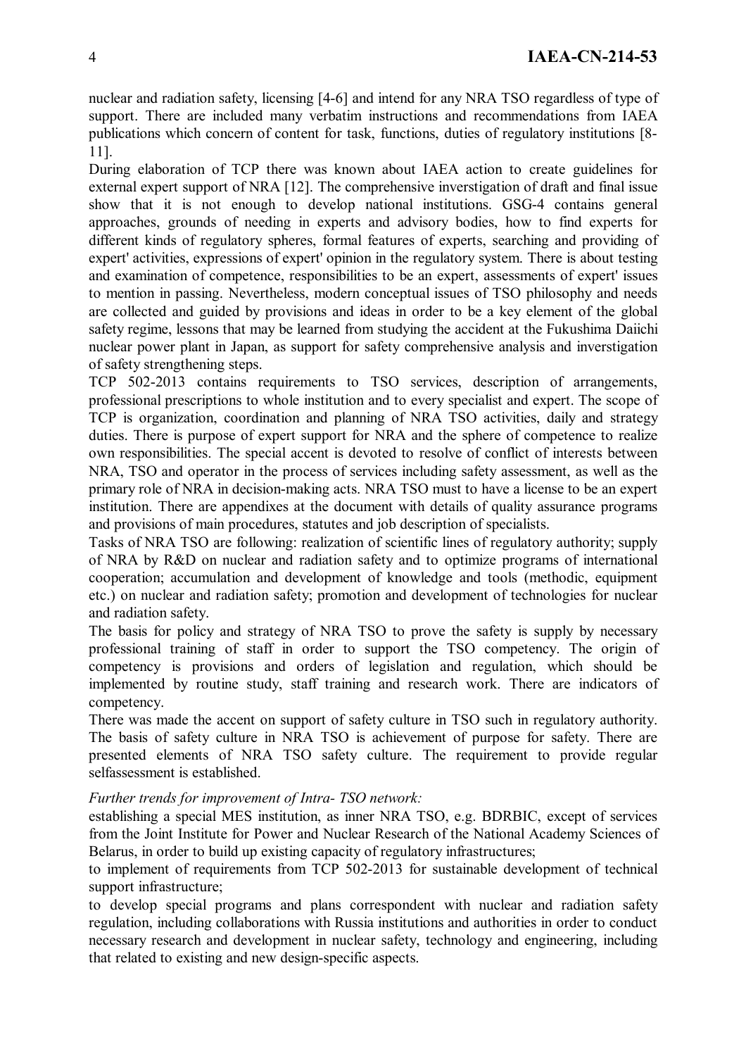nuclear and radiation safety, licensing [4-6] and intend for any NRA TSO regardless of type of support. There are included many verbatim instructions and recommendations from IAEA publications which concern of content for task, functions, duties of regulatory institutions [8-11].

During elaboration of TCP there was known about IAEA action to create guidelines for external expert support of NRA [12]. The comprehensive inverstigation of draft and final issue show that it is not enough to develop national institutions. GSG-4 contains general approaches, grounds of needing in experts and advisory bodies, how to find experts for different kinds of regulatory spheres, formal features of experts, searching and providing of expert' activities, expressions of expert' opinion in the regulatory system. There is about testing and examination of competence, responsibilities to be an expert, assessments of expert' issues to mention in passing. Nevertheless, modern conceptual issues of TSO philosophy and needs are collected and guided by provisions and ideas in order to be a key element of the global safety regime, lessons that may be learned from studying the accident at the Fukushima Daiichi nuclear power plant in Japan, as support for safety comprehensive analysis and inverstigation of safety strengthening steps.

TCP 502-2013 contains requirements to TSO services, description of arrangements, professional prescriptions to whole institution and to every specialist and expert. The scope of TCP is organization, coordination and planning of NRA TSO activities, daily and strategy duties. There is purpose of expert support for NRA and the sphere of competence to realize own responsibilities. The special accent is devoted to resolve of conflict of interests between NRA, TSO and operator in the process of services including safety assessment, as well as the primary role of NRA in decision-making acts. NRA TSO must to have a license to be an expert institution. There are appendixes at the document with details of quality assurance programs and provisions of main procedures, statutes and job description of specialists.

Tasks of NRA TSO are following: realization of scientific lines of regulatory authority; supply of NRA by R&D on nuclear and radiation safety and to optimize programs of international cooperation; accumulation and development of knowledge and tools (methodic, equipment etc.) on nuclear and radiation safety; promotion and development of technologies for nuclear and radiation safety.

The basis for policy and strategy of NRA TSO to prove the safety is supply by necessary professional training of staff in order to support the TSO competency. The origin of competency is provisions and orders of legislation and regulation, which should be implemented by routine study, staff training and research work. There are indicators of competency.

There was made the accent on support of safety culture in TSO such in regulatory authority. The basis of safety culture in NRA TSO is achievement of purpose for safety. There are presented elements of NRA TSO safety culture. The requirement to provide regular selfassessment is established.

*Further trends for improvement of Intra- TSO network:*

establishing a special MES institution, as inner NRA TSO, e.g. BDRBIC, except of services from the Joint Institute for Power and Nuclear Research of the National Academy Sciences of Belarus, in order to build up existing capacity of regulatory infrastructures;

to implement of requirements from TCP 502-2013 for sustainable development of technical support infrastructure;

to develop special programs and plans correspondent with nuclear and radiation safety regulation, including collaborations with Russia institutions and authorities in order to conduct necessary research and development in nuclear safety, technology and engineering, including that related to existing and new design-specific aspects.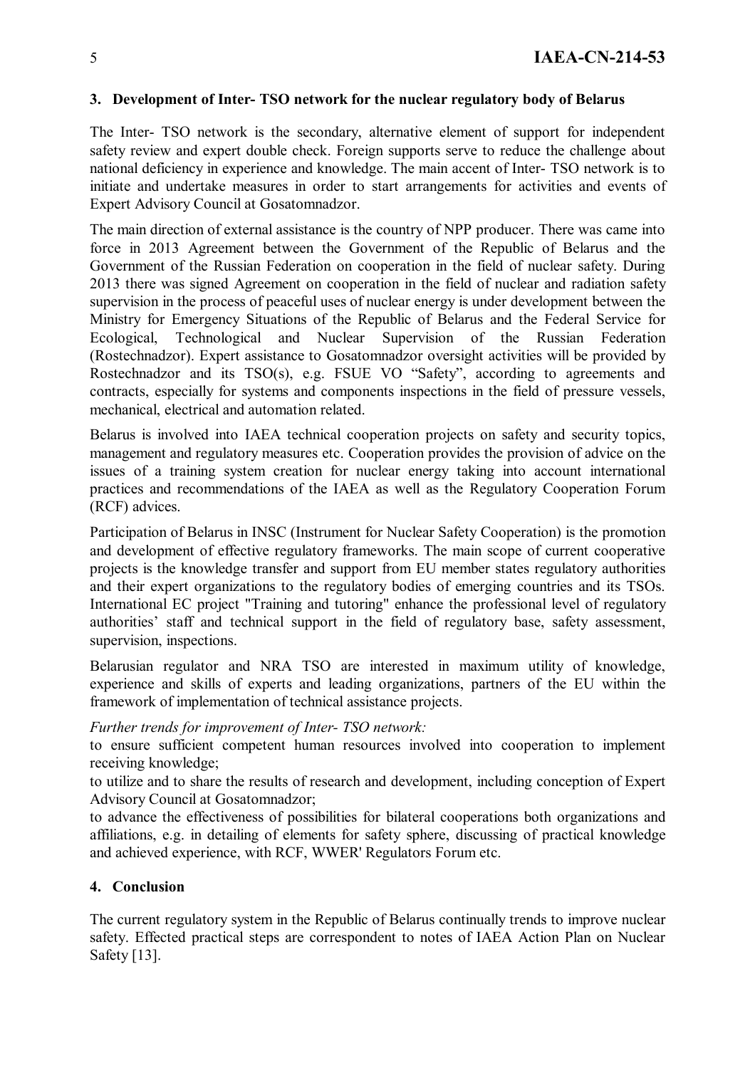## 3. Development of Inter- TSO network for the nuclear regulatory body of Belarus

The Inter- TSO network is the secondary, alternative element of support for independent safety review and expert double check. Foreign supports serve to reduce the challenge about national deficiency in experience and knowledge. The main accent of Inter- TSO network is to initiate and undertake measures in order to start arrangements for activities and events of Expert Advisory Council at Gosatomnadzor.

The main direction of external assistance is the country of NPP producer. There was came into force in 2013 Agreement between the Government of the Republic of Belarus and the Government of the Russian Federation on cooperation in the field of nuclear safety. During 2013 there was signed Agreement on cooperation in the field of nuclear and radiation safety supervision in the process of peaceful uses of nuclear energy is under development between the Ministry for Emergency Situations of the Republic of Belarus and the Federal Service for Ecological, Technological and Nuclear Supervision of the Russian Federation (Rostechnadzor). Expert assistance to Gosatomnadzor oversight activities will be provided by Rostechnadzor and its TSO(s), e.g. FSUE VO "Safety", according to agreements and contracts, especially for systems and components inspections in the field of pressure vessels, mechanical, electrical and automation related.

Belarus is involved into IAEA technical cooperation projects on safety and security topics, management and regulatory measures etc. Cooperation provides the provision of advice on the issues of a training system creation for nuclear energy taking into account international practices and recommendations of the IAEA as well as the Regulatory Cooperation Forum (RCF) advices.

Participation of Belarus in INSC (Instrument for Nuclear Safety Cooperation) is the promotion and development of effective regulatory frameworks. The main scope of current cooperative projects is the knowledge transfer and support from EU member states regulatory authorities and their expert organizations to the regulatory bodies of emerging countries and its TSOs. International EC project "Training and tutoring" enhance the professional level of regulatory authorities' staff and technical support in the field of regulatory base, safety assessment, supervision, inspections.

Belarusian regulator and NRA TSO are interested in maximum utility of knowledge, experience and skills of experts and leading organizations, partners of the EU within the framework of implementation of technical assistance projects.

*Further trends for improvement of Inter- TSO network:*

to ensure sufficient competent human resources involved into cooperation to implement receiving knowledge;

to utilize and to share the results of research and development, including conception of Expert Advisory Council at Gosatomnadzor;

to advance the effectiveness of possibilities for bilateral cooperations both organizations and affiliations, e.g. in detailing of elements for safety sphere, discussing of practical knowledge and achieved experience, with RCF, WWER' Regulators Forum etc.

## 4. Conclusion

The current regulatory system in the Republic of Belarus continually trends to improve nuclear safety. Effected practical steps are correspondent to notes of IAEA Action Plan on Nuclear Safety [13].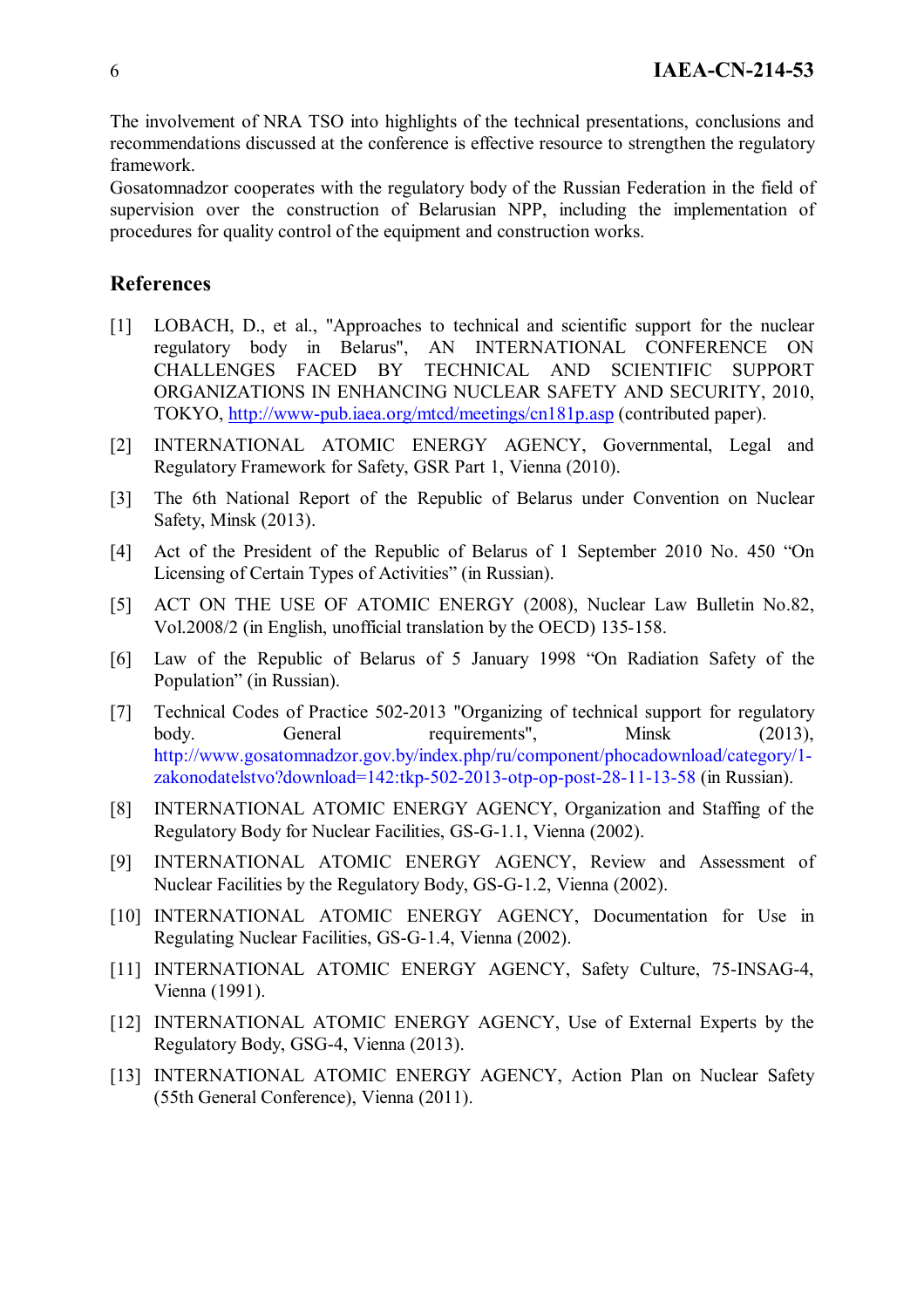The involvement of NRA TSO into highlights of the technical presentations, conclusions and recommendations discussed at the conference is effective resource to strengthen the regulatory framework.

Gosatomnadzor cooperates with the regulatory body of the Russian Federation in the field of supervision over the construction of Belarusian NPP, including the implementation of procedures for quality control of the equipment and construction works.

## References

[1] LOBACH, D., et al., "Approaches to technical and scientific support for the nuclear regulatory body in Belarus", AN INTERNATIONAL CONFERENCE ON CHALLENGES FACED BY TECHNICAL AND SCIENTIFIC SUPPORT ORGANIZATIONS IN ENHANCING NUCLEAR SAFETY AND SECURITY, 2010, TOKYO, http://www-pub.iaea.org/mtcd/meetings/cn181p.asp (contributed paper).

[2] INTERNATIONAL ATOMIC ENERGY AGENCY, Governmental, Legal and Regulatory Framework for Safety, GSR Part 1, Vienna (2010).

[3] The 6th National Report of the Republic of Belarus under Convention on Nuclear Safety, Minsk (2013).

[4] Act of the President of the Republic of Belarus of 1 September 2010 No. 450 “On Licensing of Certain Types of Activities” (in Russian).

[5] ACT ON THE USE OF ATOMIC ENERGY (2008), Nuclear Law Bulletin No.82, Vol.2008/2 (in English, unofficial translation by the OECD) 135-158.

[6] Law of the Republic of Belarus of 5 January 1998 “On Radiation Safety of the Population” (in Russian).

[7] Technical Codes of Practice 502-2013 "Organizing of technical support for regulatory body. General requirements", Minsk (2013), http://www.gosatomnadzor.gov.by/index.php/ru/component/phocadownload/category/1-zakonodatelstvo?download=142:tkp-502-2013-otp-op-post-28-11-13-58 (in Russian).

[8] INTERNATIONAL ATOMIC ENERGY AGENCY, Organization and Staffing of the Regulatory Body for Nuclear Facilities, GS-G-1.1, Vienna (2002).

[9] INTERNATIONAL ATOMIC ENERGY AGENCY, Review and Assessment of Nuclear Facilities by the Regulatory Body, GS-G-1.2, Vienna (2002).

[10] INTERNATIONAL ATOMIC ENERGY AGENCY, Documentation for Use in Regulating Nuclear Facilities, GS-G-1.4, Vienna (2002).

[11] INTERNATIONAL ATOMIC ENERGY AGENCY, Safety Culture, 75-INSAG-4, Vienna (1991).

[12] INTERNATIONAL ATOMIC ENERGY AGENCY, Use of External Experts by the Regulatory Body, GSG-4, Vienna (2013).

[13] INTERNATIONAL ATOMIC ENERGY AGENCY, Action Plan on Nuclear Safety (55th General Conference), Vienna (2011).